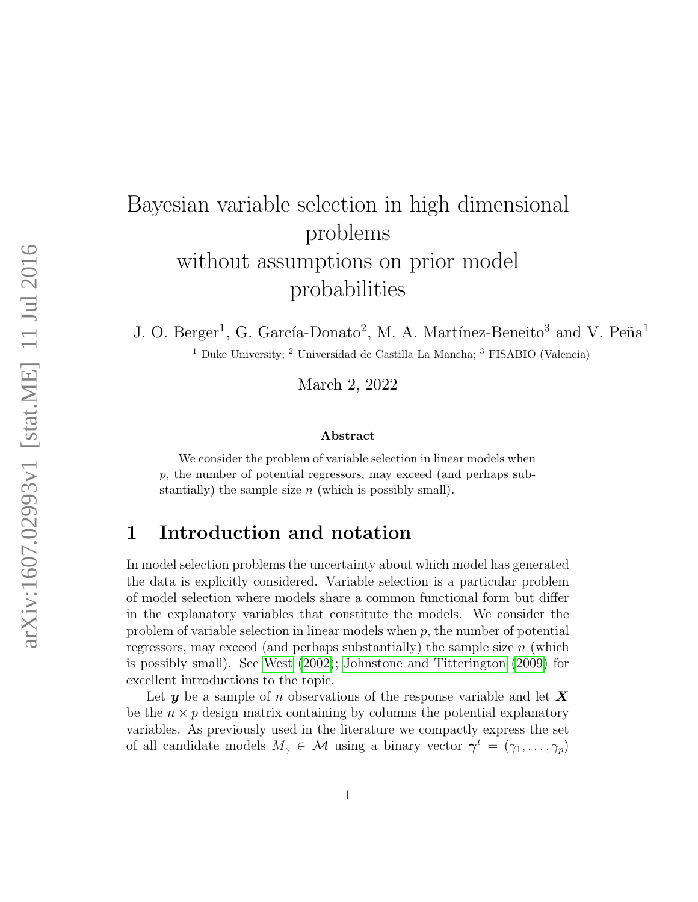# Bayesian variable selection in high dimensional problems without assumptions on prior model probabilities

J. O. Berger[1], G. García-Donato[2], M. A. Martínez-Beneito[3] and V. Peña[1]

[1] Duke University; [2] Universidad de Castilla La Mancha; [3] FISABIO (Valencia)

March 2, 2022

### Abstract

We consider the problem of variable selection in linear models when $p$, the number of potential regressors, may exceed (and perhaps substantially) the sample size $n$ (which is possibly small).

## 1 Introduction and notation

In model selection problems the uncertainty about which model has generated the data is explicitly considered. Variable selection is a particular problem of model selection where models share a common functional form but differ in the explanatory variables that constitute the models. We consider the problem of variable selection in linear models when $p$, the number of potential regressors, may exceed (and perhaps substantially) the sample size $n$ (which is possibly small). See West (2002); Johnstone and Titterington (2009) for excellent introductions to the topic.

Let $\boldsymbol{y}$ be a sample of $n$ observations of the response variable and let $\boldsymbol{X}$ be the $n \times p$ design matrix containing by columns the potential explanatory variables. As previously used in the literature we compactly express the set of all candidate models $M_\gamma \in \mathcal{M}$ using a binary vector $\boldsymbol{\gamma}^t = (\gamma_1, \ldots, \gamma_p)$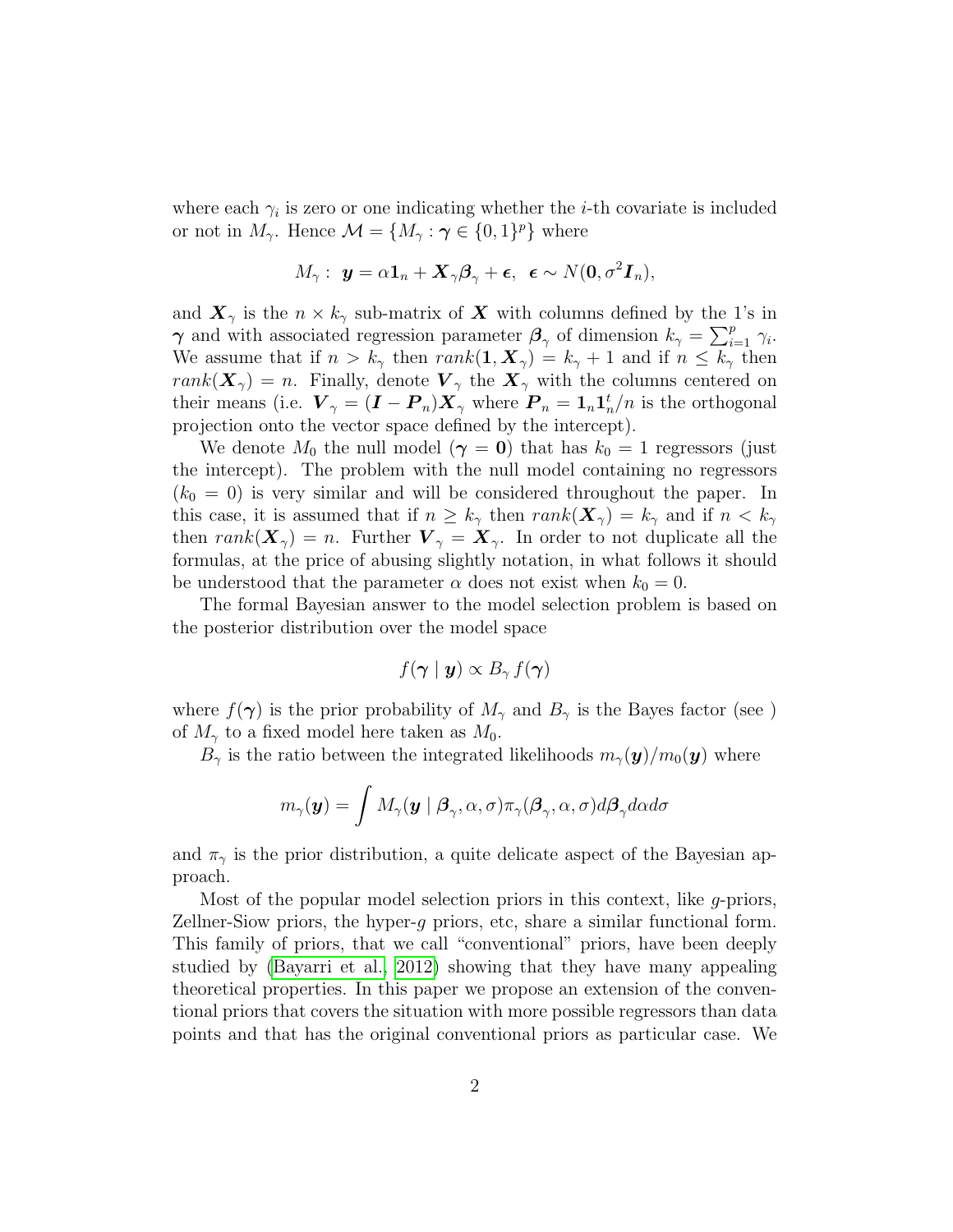where each $\gamma_i$ is zero or one indicating whether the $i$-th covariate is included or not in $M_\gamma$. Hence $\mathcal{M} = \{M_\gamma : \boldsymbol{\gamma} \in \{0,1\}^p\}$ where

$$M_\gamma : \; \boldsymbol{y} = \alpha \boldsymbol{1}_n + \boldsymbol{X}_\gamma \boldsymbol{\beta}_\gamma + \boldsymbol{\epsilon}, \;\; \boldsymbol{\epsilon} \sim N(\boldsymbol{0}, \sigma^2 \boldsymbol{I}_n),$$

and $\boldsymbol{X}_\gamma$ is the $n \times k_\gamma$ sub-matrix of $\boldsymbol{X}$ with columns defined by the 1's in $\boldsymbol{\gamma}$ and with associated regression parameter $\boldsymbol{\beta}_\gamma$ of dimension $k_\gamma = \sum_{i=1}^p \gamma_i$. We assume that if $n > k_\gamma$ then $rank(\boldsymbol{1}, \boldsymbol{X}_\gamma) = k_\gamma + 1$ and if $n \leq k_\gamma$ then $rank(\boldsymbol{X}_\gamma) = n$. Finally, denote $\boldsymbol{V}_\gamma$ the $\boldsymbol{X}_\gamma$ with the columns centered on their means (i.e. $\boldsymbol{V}_\gamma = (\boldsymbol{I} - \boldsymbol{P}_n)\boldsymbol{X}_\gamma$ where $\boldsymbol{P}_n = \boldsymbol{1}_n \boldsymbol{1}_n^t / n$ is the orthogonal projection onto the vector space defined by the intercept).

We denote $M_0$ the null model ($\boldsymbol{\gamma} = \boldsymbol{0}$) that has $k_0 = 1$ regressors (just the intercept). The problem with the null model containing no regressors ($k_0 = 0$) is very similar and will be considered throughout the paper. In this case, it is assumed that if $n \geq k_\gamma$ then $rank(\boldsymbol{X}_\gamma) = k_\gamma$ and if $n < k_\gamma$ then $rank(\boldsymbol{X}_\gamma) = n$. Further $\boldsymbol{V}_\gamma = \boldsymbol{X}_\gamma$. In order to not duplicate all the formulas, at the price of abusing slightly notation, in what follows it should be understood that the parameter $\alpha$ does not exist when $k_0 = 0$.

The formal Bayesian answer to the model selection problem is based on the posterior distribution over the model space

$$f(\boldsymbol{\gamma} \mid \boldsymbol{y}) \propto B_\gamma \, f(\boldsymbol{\gamma})$$

where $f(\boldsymbol{\gamma})$ is the prior probability of $M_\gamma$ and $B_\gamma$ is the Bayes factor (see ) of $M_\gamma$ to a fixed model here taken as $M_0$.

$B_\gamma$ is the ratio between the integrated likelihoods $m_\gamma(\boldsymbol{y})/m_0(\boldsymbol{y})$ where

$$m_\gamma(\boldsymbol{y}) = \int M_\gamma(\boldsymbol{y} \mid \boldsymbol{\beta}_\gamma, \alpha, \sigma) \pi_\gamma(\boldsymbol{\beta}_\gamma, \alpha, \sigma) d\boldsymbol{\beta}_\gamma d\alpha d\sigma$$

and $\pi_\gamma$ is the prior distribution, a quite delicate aspect of the Bayesian approach.

Most of the popular model selection priors in this context, like $g$-priors, Zellner-Siow priors, the hyper-$g$ priors, etc, share a similar functional form. This family of priors, that we call "conventional" priors, have been deeply studied by (Bayarri et al., 2012) showing that they have many appealing theoretical properties. In this paper we propose an extension of the conventional priors that covers the situation with more possible regressors than data points and that has the original conventional priors as particular case. We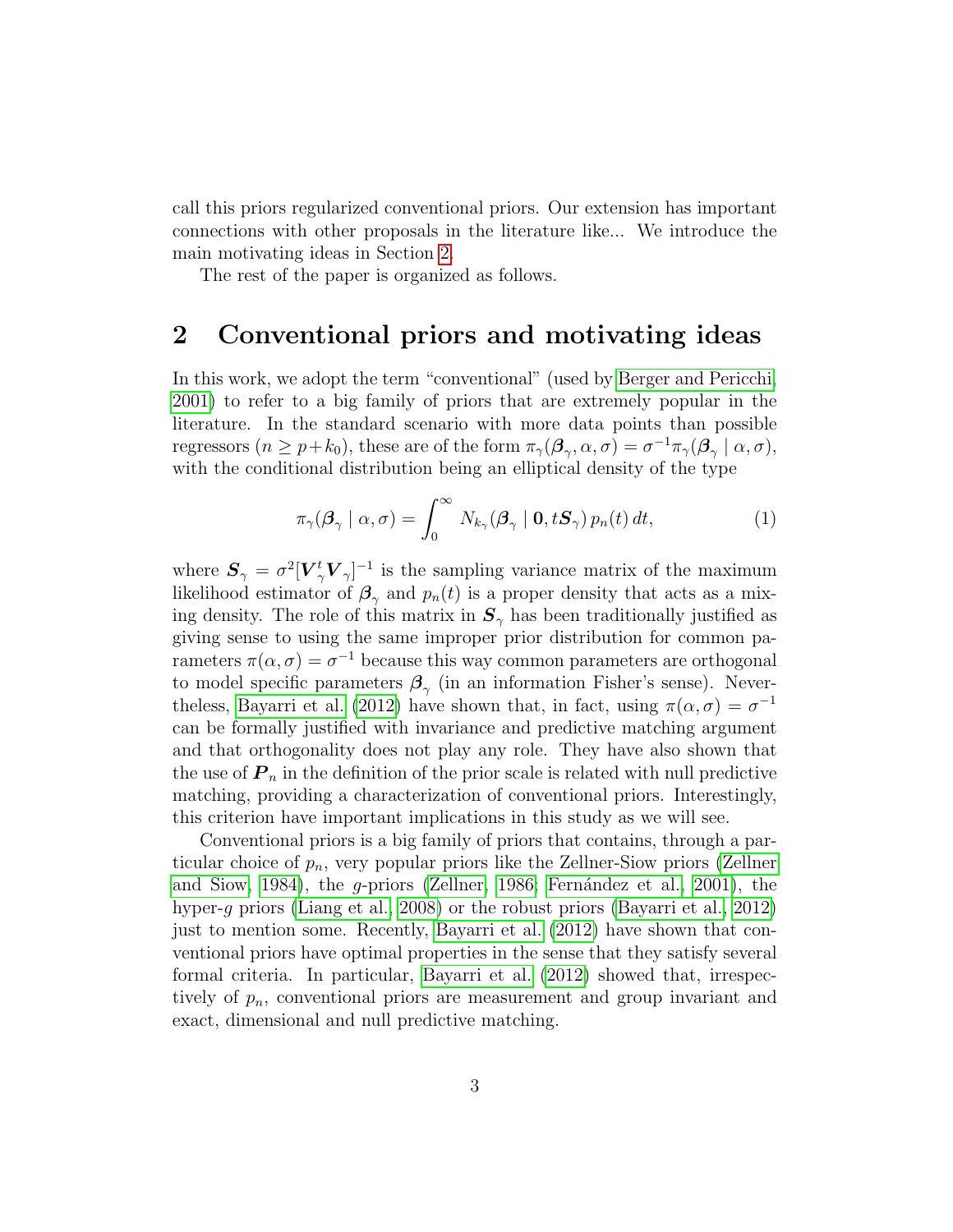call this priors regularized conventional priors. Our extension has important connections with other proposals in the literature like... We introduce the main motivating ideas in Section 2.

The rest of the paper is organized as follows.

## 2 Conventional priors and motivating ideas

In this work, we adopt the term "conventional" (used by Berger and Pericchi, 2001) to refer to a big family of priors that are extremely popular in the literature. In the standard scenario with more data points than possible regressors ($n \geq p + k_0$), these are of the form $\pi_\gamma(\boldsymbol{\beta}_\gamma, \alpha, \sigma) = \sigma^{-1}\pi_\gamma(\boldsymbol{\beta}_\gamma \mid \alpha, \sigma)$, with the conditional distribution being an elliptical density of the type

$$\pi_\gamma(\boldsymbol{\beta}_\gamma \mid \alpha, \sigma) = \int_0^\infty N_{k_\gamma}(\boldsymbol{\beta}_\gamma \mid \mathbf{0}, t\boldsymbol{S}_\gamma)\, p_n(t)\, dt, \tag{1}$$

where $\boldsymbol{S}_\gamma = \sigma^2[\boldsymbol{V}_\gamma^t \boldsymbol{V}_\gamma]^{-1}$ is the sampling variance matrix of the maximum likelihood estimator of $\boldsymbol{\beta}_\gamma$ and $p_n(t)$ is a proper density that acts as a mixing density. The role of this matrix in $\boldsymbol{S}_\gamma$ has been traditionally justified as giving sense to using the same improper prior distribution for common parameters $\pi(\alpha, \sigma) = \sigma^{-1}$ because this way common parameters are orthogonal to model specific parameters $\boldsymbol{\beta}_\gamma$ (in an information Fisher's sense). Nevertheless, Bayarri et al. (2012) have shown that, in fact, using $\pi(\alpha, \sigma) = \sigma^{-1}$ can be formally justified with invariance and predictive matching argument and that orthogonality does not play any role. They have also shown that the use of $\boldsymbol{P}_n$ in the definition of the prior scale is related with null predictive matching, providing a characterization of conventional priors. Interestingly, this criterion have important implications in this study as we will see.

Conventional priors is a big family of priors that contains, through a particular choice of $p_n$, very popular priors like the Zellner-Siow priors (Zellner and Siow, 1984), the $g$-priors (Zellner, 1986; Fernández et al., 2001), the hyper-$g$ priors (Liang et al., 2008) or the robust priors (Bayarri et al., 2012) just to mention some. Recently, Bayarri et al. (2012) have shown that conventional priors have optimal properties in the sense that they satisfy several formal criteria. In particular, Bayarri et al. (2012) showed that, irrespectively of $p_n$, conventional priors are measurement and group invariant and exact, dimensional and null predictive matching.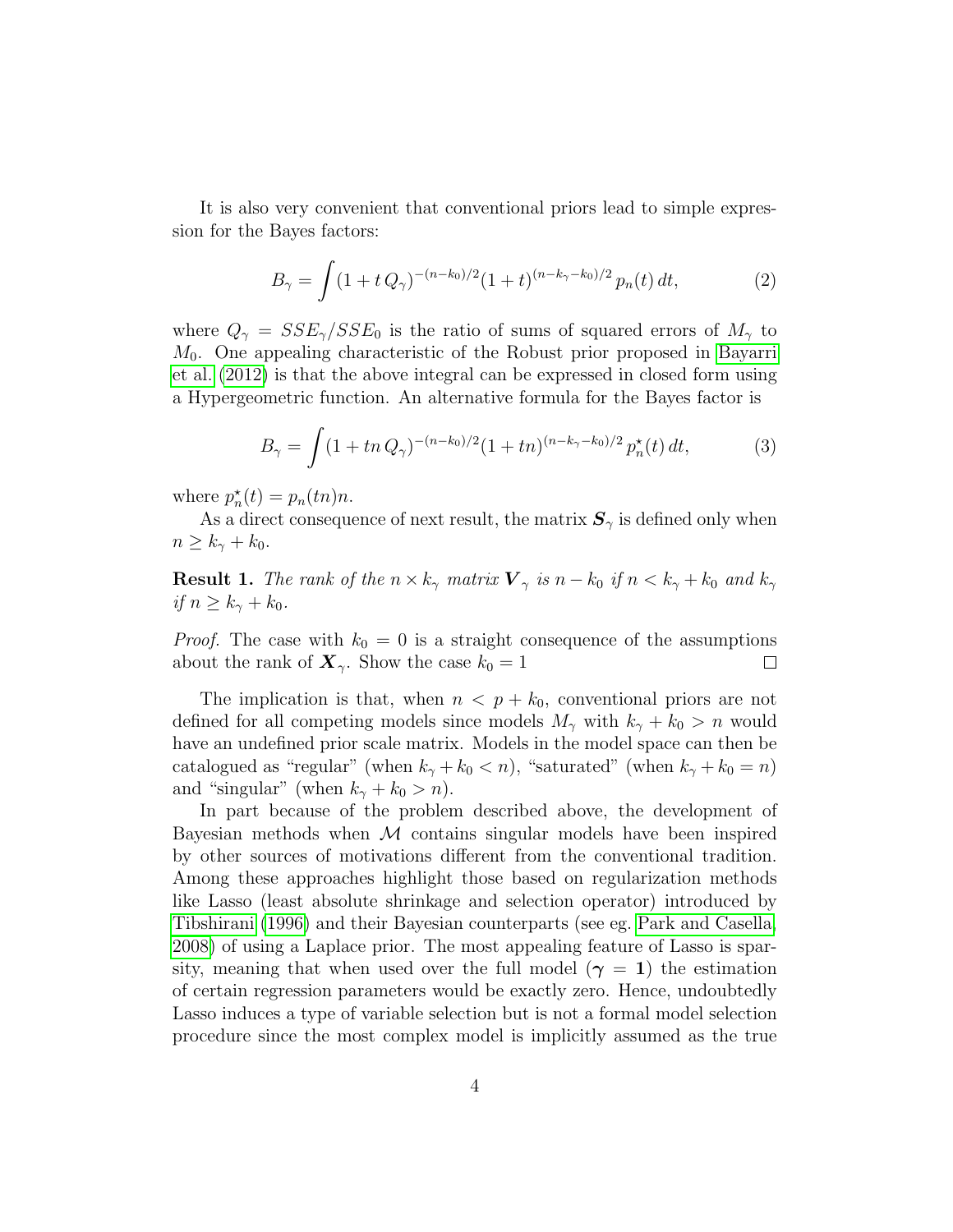It is also very convenient that conventional priors lead to simple expression for the Bayes factors:

$$B_\gamma = \int (1 + t\, Q_\gamma)^{-(n-k_0)/2} (1+t)^{(n-k_\gamma-k_0)/2}\, p_n(t)\, dt, \tag{2}$$

where $Q_\gamma = SSE_\gamma / SSE_0$ is the ratio of sums of squared errors of $M_\gamma$ to $M_0$. One appealing characteristic of the Robust prior proposed in Bayarri et al. (2012) is that the above integral can be expressed in closed form using a Hypergeometric function. An alternative formula for the Bayes factor is

$$B_\gamma = \int (1 + tn\, Q_\gamma)^{-(n-k_0)/2} (1+tn)^{(n-k_\gamma-k_0)/2}\, p_n^\star(t)\, dt, \tag{3}$$

where $p_n^\star(t) = p_n(tn)n$.

As a direct consequence of next result, the matrix $\boldsymbol{S}_\gamma$ is defined only when $n \geq k_\gamma + k_0$.

**Result 1.** *The rank of the $n \times k_\gamma$ matrix $\boldsymbol{V}_\gamma$ is $n - k_0$ if $n < k_\gamma + k_0$ and $k_\gamma$ if $n \geq k_\gamma + k_0$.*

*Proof.* The case with $k_0 = 0$ is a straight consequence of the assumptions about the rank of $\boldsymbol{X}_\gamma$. Show the case $k_0 = 1$ □

The implication is that, when $n < p + k_0$, conventional priors are not defined for all competing models since models $M_\gamma$ with $k_\gamma + k_0 > n$ would have an undefined prior scale matrix. Models in the model space can then be catalogued as "regular" (when $k_\gamma + k_0 < n$), "saturated" (when $k_\gamma + k_0 = n$) and "singular" (when $k_\gamma + k_0 > n$).

In part because of the problem described above, the development of Bayesian methods when $\mathcal{M}$ contains singular models have been inspired by other sources of motivations different from the conventional tradition. Among these approaches highlight those based on regularization methods like Lasso (least absolute shrinkage and selection operator) introduced by Tibshirani (1996) and their Bayesian counterparts (see eg. Park and Casella, 2008) of using a Laplace prior. The most appealing feature of Lasso is sparsity, meaning that when used over the full model ($\boldsymbol{\gamma} = \mathbf{1}$) the estimation of certain regression parameters would be exactly zero. Hence, undoubtedly Lasso induces a type of variable selection but is not a formal model selection procedure since the most complex model is implicitly assumed as the true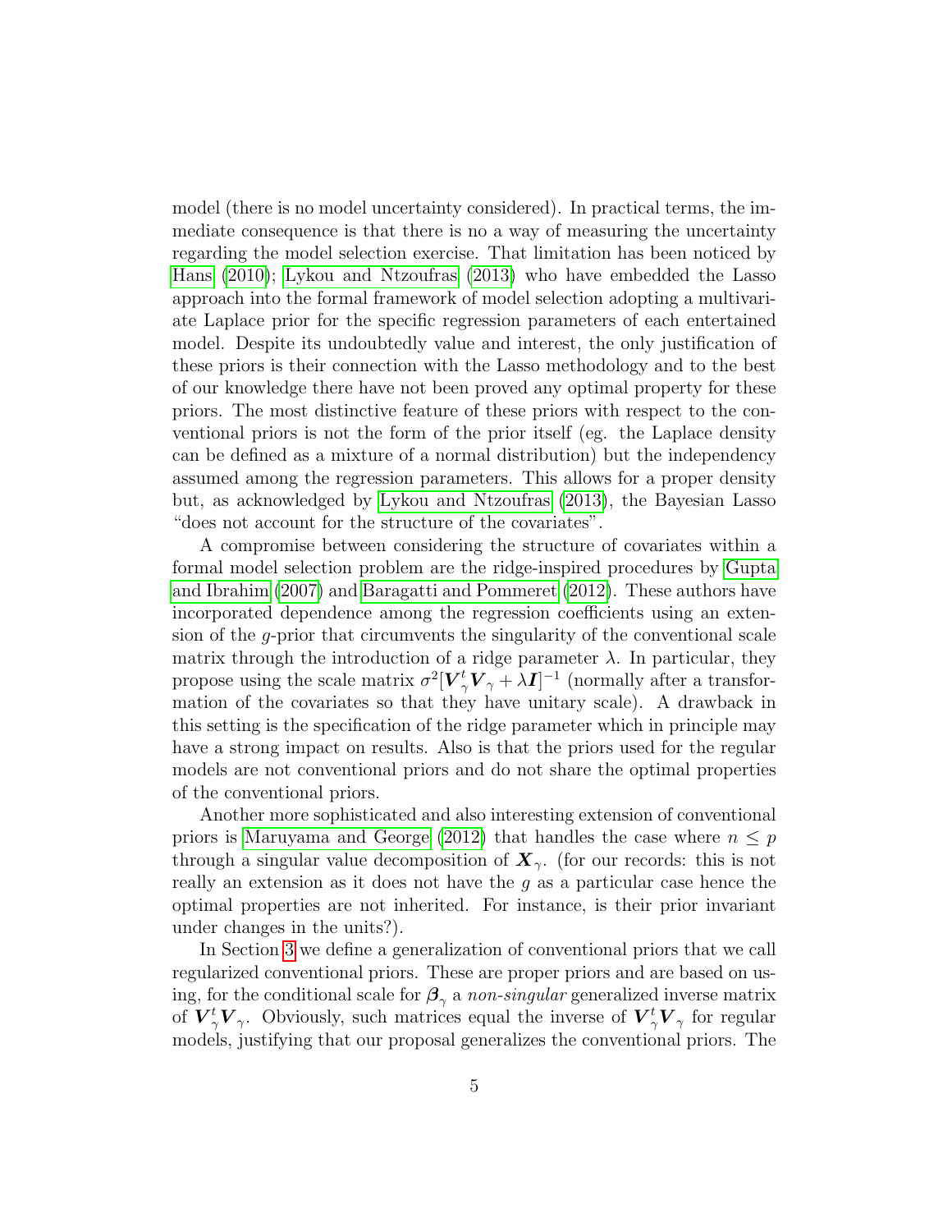model (there is no model uncertainty considered). In practical terms, the immediate consequence is that there is no a way of measuring the uncertainty regarding the model selection exercise. That limitation has been noticed by Hans (2010); Lykou and Ntzoufras (2013) who have embedded the Lasso approach into the formal framework of model selection adopting a multivariate Laplace prior for the specific regression parameters of each entertained model. Despite its undoubtedly value and interest, the only justification of these priors is their connection with the Lasso methodology and to the best of our knowledge there have not been proved any optimal property for these priors. The most distinctive feature of these priors with respect to the conventional priors is not the form of the prior itself (eg. the Laplace density can be defined as a mixture of a normal distribution) but the independency assumed among the regression parameters. This allows for a proper density but, as acknowledged by Lykou and Ntzoufras (2013), the Bayesian Lasso "does not account for the structure of the covariates".

A compromise between considering the structure of covariates within a formal model selection problem are the ridge-inspired procedures by Gupta and Ibrahim (2007) and Baragatti and Pommeret (2012). These authors have incorporated dependence among the regression coefficients using an extension of the $g$-prior that circumvents the singularity of the conventional scale matrix through the introduction of a ridge parameter $\lambda$. In particular, they propose using the scale matrix $\sigma^2[\boldsymbol{V}_\gamma^t \boldsymbol{V}_\gamma + \lambda \boldsymbol{I}]^{-1}$ (normally after a transformation of the covariates so that they have unitary scale). A drawback in this setting is the specification of the ridge parameter which in principle may have a strong impact on results. Also is that the priors used for the regular models are not conventional priors and do not share the optimal properties of the conventional priors.

Another more sophisticated and also interesting extension of conventional priors is Maruyama and George (2012) that handles the case where $n \leq p$ through a singular value decomposition of $\boldsymbol{X}_\gamma$. (for our records: this is not really an extension as it does not have the $g$ as a particular case hence the optimal properties are not inherited. For instance, is their prior invariant under changes in the units?).

In Section 3 we define a generalization of conventional priors that we call regularized conventional priors. These are proper priors and are based on using, for the conditional scale for $\boldsymbol{\beta}_\gamma$ a *non-singular* generalized inverse matrix of $\boldsymbol{V}_\gamma^t \boldsymbol{V}_\gamma$. Obviously, such matrices equal the inverse of $\boldsymbol{V}_\gamma^t \boldsymbol{V}_\gamma$ for regular models, justifying that our proposal generalizes the conventional priors. The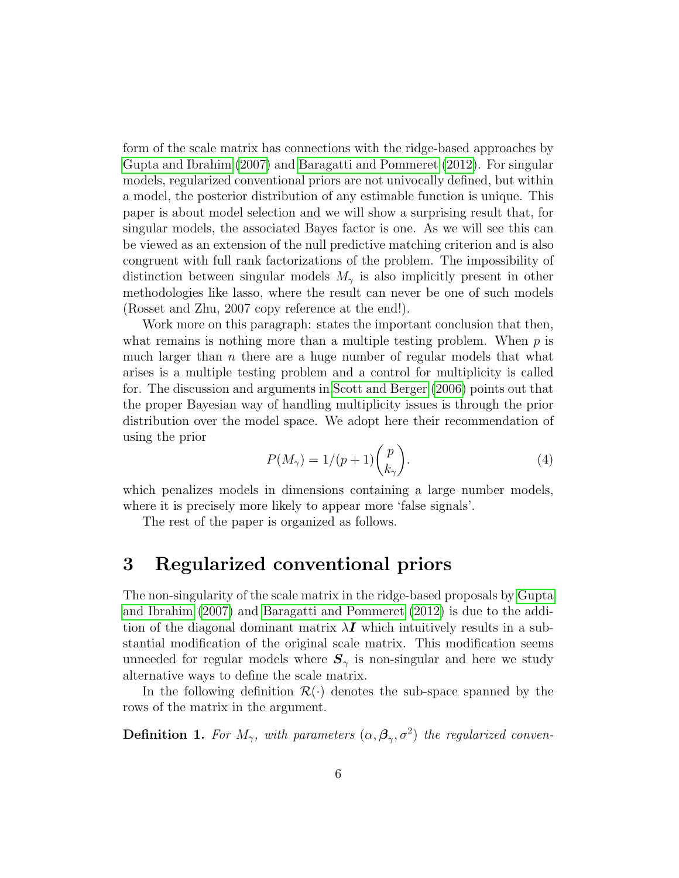form of the scale matrix has connections with the ridge-based approaches by Gupta and Ibrahim (2007) and Baragatti and Pommeret (2012). For singular models, regularized conventional priors are not univocally defined, but within a model, the posterior distribution of any estimable function is unique. This paper is about model selection and we will show a surprising result that, for singular models, the associated Bayes factor is one. As we will see this can be viewed as an extension of the null predictive matching criterion and is also congruent with full rank factorizations of the problem. The impossibility of distinction between singular models $M_\gamma$ is also implicitly present in other methodologies like lasso, where the result can never be one of such models (Rosset and Zhu, 2007 copy reference at the end!).

Work more on this paragraph: states the important conclusion that then, what remains is nothing more than a multiple testing problem. When $p$ is much larger than $n$ there are a huge number of regular models that what arises is a multiple testing problem and a control for multiplicity is called for. The discussion and arguments in Scott and Berger (2006) points out that the proper Bayesian way of handling multiplicity issues is through the prior distribution over the model space. We adopt here their recommendation of using the prior

$$P(M_\gamma) = 1/(p+1)\binom{p}{k_\gamma}. \tag{4}$$

which penalizes models in dimensions containing a large number models, where it is precisely more likely to appear more 'false signals'.

The rest of the paper is organized as follows.

# 3 Regularized conventional priors

The non-singularity of the scale matrix in the ridge-based proposals by Gupta and Ibrahim (2007) and Baragatti and Pommeret (2012) is due to the addition of the diagonal dominant matrix $\lambda \boldsymbol{I}$ which intuitively results in a substantial modification of the original scale matrix. This modification seems unneeded for regular models where $\boldsymbol{S}_\gamma$ is non-singular and here we study alternative ways to define the scale matrix.

In the following definition $\mathcal{R}(\cdot)$ denotes the sub-space spanned by the rows of the matrix in the argument.

**Definition 1.** *For $M_\gamma$, with parameters $(\alpha, \boldsymbol{\beta}_\gamma, \sigma^2)$ the regularized conven-*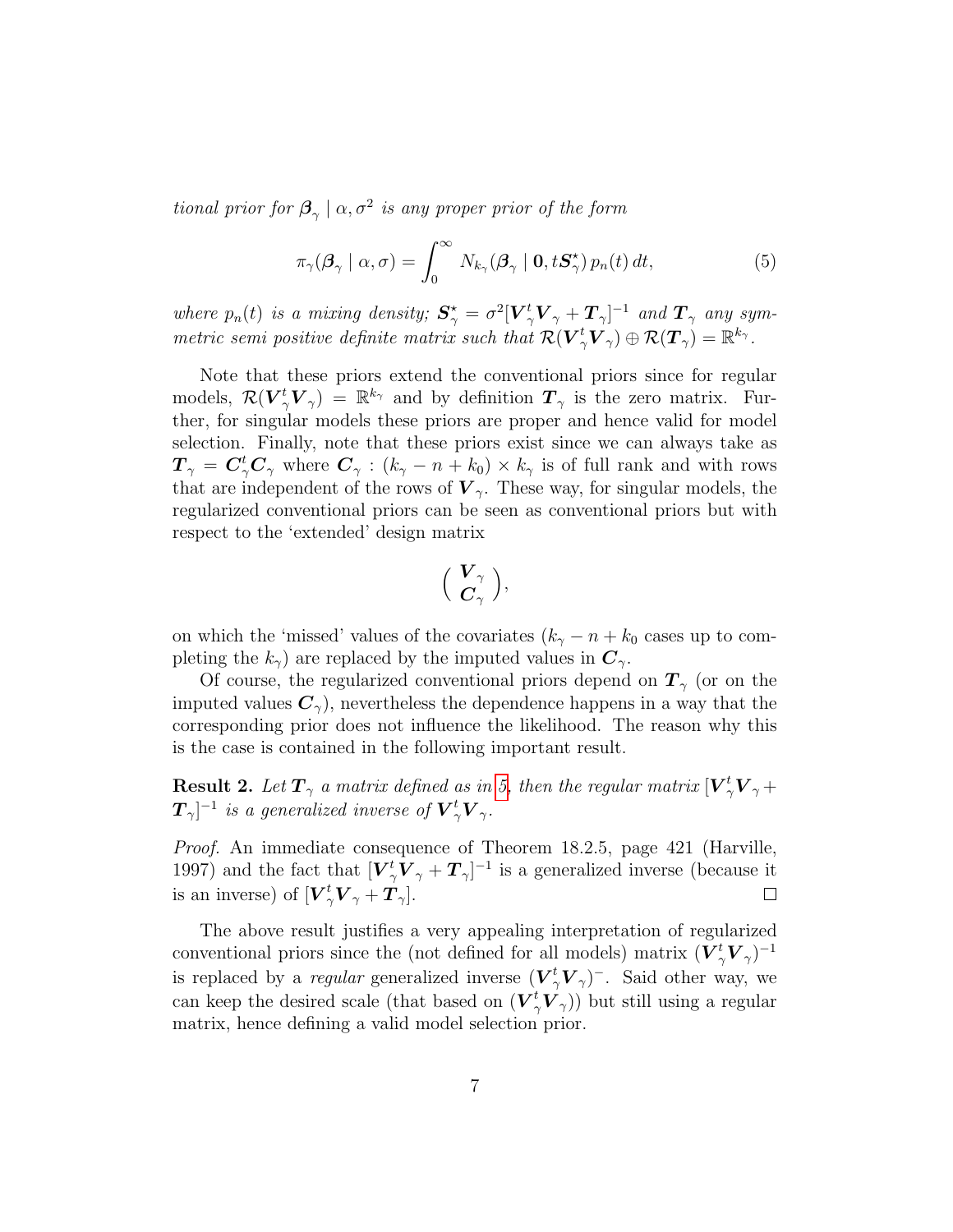*tional prior for $\boldsymbol{\beta}_\gamma \mid \alpha, \sigma^2$ is any proper prior of the form*

$$\pi_\gamma(\boldsymbol{\beta}_\gamma \mid \alpha, \sigma) = \int_0^\infty N_{k_\gamma}(\boldsymbol{\beta}_\gamma \mid \mathbf{0}, t\boldsymbol{S}^\star_\gamma)\, p_n(t)\, dt, \tag{5}$$

*where $p_n(t)$ is a mixing density; $\boldsymbol{S}^\star_\gamma = \sigma^2[\boldsymbol{V}^t_\gamma \boldsymbol{V}_\gamma + \boldsymbol{T}_\gamma]^{-1}$ and $\boldsymbol{T}_\gamma$ any symmetric semi positive definite matrix such that $\mathcal{R}(\boldsymbol{V}^t_\gamma \boldsymbol{V}_\gamma) \oplus \mathcal{R}(\boldsymbol{T}_\gamma) = \mathbb{R}^{k_\gamma}$.*

Note that these priors extend the conventional priors since for regular models, $\mathcal{R}(\boldsymbol{V}^t_\gamma \boldsymbol{V}_\gamma) = \mathbb{R}^{k_\gamma}$ and by definition $\boldsymbol{T}_\gamma$ is the zero matrix. Further, for singular models these priors are proper and hence valid for model selection. Finally, note that these priors exist since we can always take as $\boldsymbol{T}_\gamma = \boldsymbol{C}^t_\gamma \boldsymbol{C}_\gamma$ where $\boldsymbol{C}_\gamma : (k_\gamma - n + k_0) \times k_\gamma$ is of full rank and with rows that are independent of the rows of $\boldsymbol{V}_\gamma$. These way, for singular models, the regularized conventional priors can be seen as conventional priors but with respect to the 'extended' design matrix

$$\begin{pmatrix} \boldsymbol{V}_\gamma \\ \boldsymbol{C}_\gamma \end{pmatrix},$$

on which the 'missed' values of the covariates ($k_\gamma - n + k_0$ cases up to completing the $k_\gamma$) are replaced by the imputed values in $\boldsymbol{C}_\gamma$.

Of course, the regularized conventional priors depend on $\boldsymbol{T}_\gamma$ (or on the imputed values $\boldsymbol{C}_\gamma$), nevertheless the dependence happens in a way that the corresponding prior does not influence the likelihood. The reason why this is the case is contained in the following important result.

**Result 2.** *Let $\boldsymbol{T}_\gamma$ a matrix defined as in 5, then the regular matrix $[\boldsymbol{V}^t_\gamma \boldsymbol{V}_\gamma + \boldsymbol{T}_\gamma]^{-1}$ is a generalized inverse of $\boldsymbol{V}^t_\gamma \boldsymbol{V}_\gamma$.*

*Proof.* An immediate consequence of Theorem 18.2.5, page 421 (Harville, 1997) and the fact that $[\boldsymbol{V}^t_\gamma \boldsymbol{V}_\gamma + \boldsymbol{T}_\gamma]^{-1}$ is a generalized inverse (because it is an inverse) of $[\boldsymbol{V}^t_\gamma \boldsymbol{V}_\gamma + \boldsymbol{T}_\gamma]$. □

The above result justifies a very appealing interpretation of regularized conventional priors since the (not defined for all models) matrix $(\boldsymbol{V}^t_\gamma \boldsymbol{V}_\gamma)^{-1}$ is replaced by a *regular* generalized inverse $(\boldsymbol{V}^t_\gamma \boldsymbol{V}_\gamma)^{-}$. Said other way, we can keep the desired scale (that based on $(\boldsymbol{V}^t_\gamma \boldsymbol{V}_\gamma)$) but still using a regular matrix, hence defining a valid model selection prior.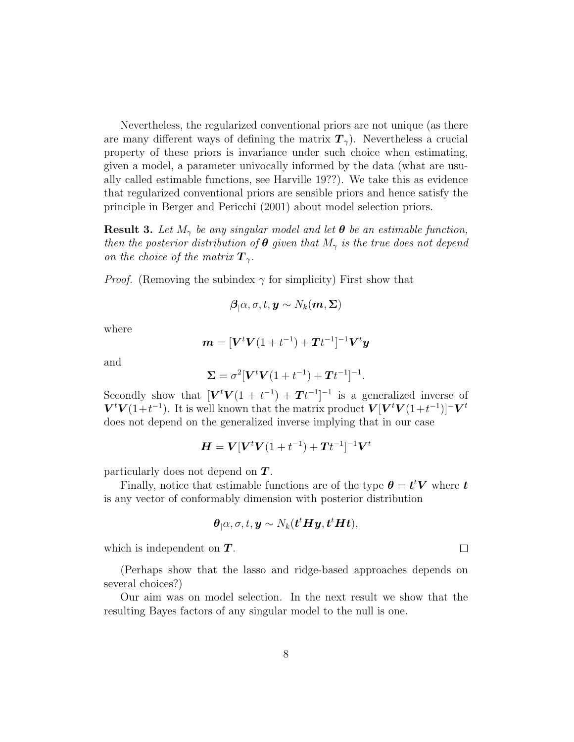Nevertheless, the regularized conventional priors are not unique (as there are many different ways of defining the matrix $\boldsymbol{T}_\gamma$). Nevertheless a crucial property of these priors is invariance under such choice when estimating, given a model, a parameter univocally informed by the data (what are usually called estimable functions, see Harville 19??). We take this as evidence that regularized conventional priors are sensible priors and hence satisfy the principle in Berger and Pericchi (2001) about model selection priors.

**Result 3.** *Let $M_\gamma$ be any singular model and let $\boldsymbol{\theta}$ be an estimable function, then the posterior distribution of $\boldsymbol{\theta}$ given that $M_\gamma$ is the true does not depend on the choice of the matrix $\boldsymbol{T}_\gamma$.*

*Proof.* (Removing the subindex $\gamma$ for simplicity) First show that

$$\boldsymbol{\beta}_{|}\alpha, \sigma, t, \boldsymbol{y} \sim N_k(\boldsymbol{m}, \boldsymbol{\Sigma})$$

where

$$\boldsymbol{m} = [\boldsymbol{V}^t\boldsymbol{V}(1+t^{-1}) + \boldsymbol{T}t^{-1}]^{-1}\boldsymbol{V}^t\boldsymbol{y}$$

and

$$\boldsymbol{\Sigma} = \sigma^2[\boldsymbol{V}^t\boldsymbol{V}(1+t^{-1}) + \boldsymbol{T}t^{-1}]^{-1}.$$

Secondly show that $[\boldsymbol{V}^t\boldsymbol{V}(1+t^{-1}) + \boldsymbol{T}t^{-1}]^{-1}$ is a generalized inverse of $\boldsymbol{V}^t\boldsymbol{V}(1+t^{-1})$. It is well known that the matrix product $\boldsymbol{V}[\boldsymbol{V}^t\boldsymbol{V}(1+t^{-1})]^{-}\boldsymbol{V}^t$ does not depend on the generalized inverse implying that in our case

$$\boldsymbol{H} = \boldsymbol{V}[\boldsymbol{V}^t\boldsymbol{V}(1+t^{-1}) + \boldsymbol{T}t^{-1}]^{-1}\boldsymbol{V}^t$$

particularly does not depend on $\boldsymbol{T}$.

Finally, notice that estimable functions are of the type $\boldsymbol{\theta} = \boldsymbol{t}^t\boldsymbol{V}$ where $\boldsymbol{t}$ is any vector of conformably dimension with posterior distribution

$$\boldsymbol{\theta}_{|}\alpha, \sigma, t, \boldsymbol{y} \sim N_k(\boldsymbol{t}^t\boldsymbol{H}\boldsymbol{y}, \boldsymbol{t}^t\boldsymbol{H}\boldsymbol{t}),$$

which is independent on $\boldsymbol{T}$. □

(Perhaps show that the lasso and ridge-based approaches depends on several choices?)

Our aim was on model selection. In the next result we show that the resulting Bayes factors of any singular model to the null is one.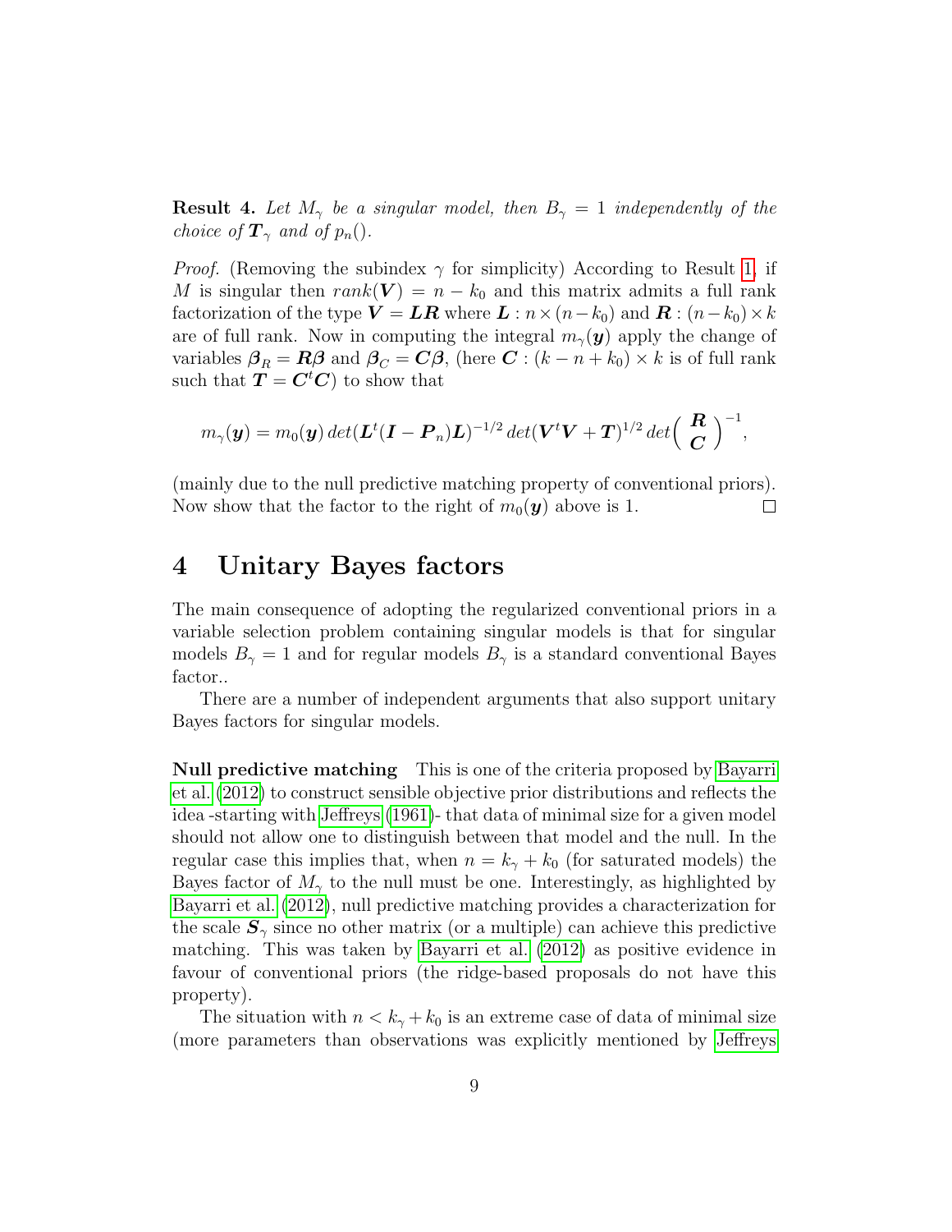**Result 4.** *Let $M_\gamma$ be a singular model, then $B_\gamma = 1$ independently of the choice of $\boldsymbol{T}_\gamma$ and of $p_n()$.*

*Proof.* (Removing the subindex $\gamma$ for simplicity) According to Result 1, if $M$ is singular then $rank(\boldsymbol{V}) = n - k_0$ and this matrix admits a full rank factorization of the type $\boldsymbol{V} = \boldsymbol{L}\boldsymbol{R}$ where $\boldsymbol{L} : n \times (n - k_0)$ and $\boldsymbol{R} : (n - k_0) \times k$ are of full rank. Now in computing the integral $m_\gamma(\boldsymbol{y})$ apply the change of variables $\boldsymbol{\beta}_R = \boldsymbol{R}\boldsymbol{\beta}$ and $\boldsymbol{\beta}_C = \boldsymbol{C}\boldsymbol{\beta}$, (here $\boldsymbol{C} : (k - n + k_0) \times k$ is of full rank such that $\boldsymbol{T} = \boldsymbol{C}^t\boldsymbol{C}$) to show that

$$m_\gamma(\boldsymbol{y}) = m_0(\boldsymbol{y})\, det(\boldsymbol{L}^t(\boldsymbol{I} - \boldsymbol{P}_n)\boldsymbol{L})^{-1/2}\, det(\boldsymbol{V}^t\boldsymbol{V} + \boldsymbol{T})^{1/2}\, det\begin{pmatrix} \boldsymbol{R} \\ \boldsymbol{C} \end{pmatrix}^{-1},$$

(mainly due to the null predictive matching property of conventional priors). Now show that the factor to the right of $m_0(\boldsymbol{y})$ above is 1. □

# 4 Unitary Bayes factors

The main consequence of adopting the regularized conventional priors in a variable selection problem containing singular models is that for singular models $B_\gamma = 1$ and for regular models $B_\gamma$ is a standard conventional Bayes factor..

There are a number of independent arguments that also support unitary Bayes factors for singular models.

**Null predictive matching** This is one of the criteria proposed by Bayarri et al. (2012) to construct sensible objective prior distributions and reflects the idea -starting with Jeffreys (1961)- that data of minimal size for a given model should not allow one to distinguish between that model and the null. In the regular case this implies that, when $n = k_\gamma + k_0$ (for saturated models) the Bayes factor of $M_\gamma$ to the null must be one. Interestingly, as highlighted by Bayarri et al. (2012), null predictive matching provides a characterization for the scale $\boldsymbol{S}_\gamma$ since no other matrix (or a multiple) can achieve this predictive matching. This was taken by Bayarri et al. (2012) as positive evidence in favour of conventional priors (the ridge-based proposals do not have this property).

The situation with $n < k_\gamma + k_0$ is an extreme case of data of minimal size (more parameters than observations was explicitly mentioned by Jeffreys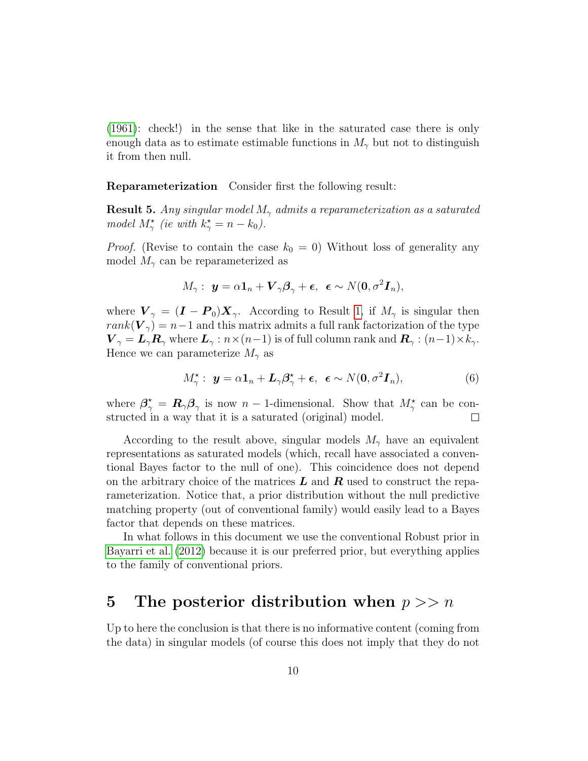(1961): check!) in the sense that like in the saturated case there is only enough data as to estimate estimable functions in $M_\gamma$ but not to distinguish it from then null.

**Reparameterization** Consider first the following result:

**Result 5.** *Any singular model $M_\gamma$ admits a reparameterization as a saturated model $M^\star_\gamma$ (ie with $k^\star_\gamma = n - k_0$).*

*Proof.* (Revise to contain the case $k_0 = 0$) Without loss of generality any model $M_\gamma$ can be reparameterized as

$$M_\gamma: \ \boldsymbol{y} = \alpha \boldsymbol{1}_n + \boldsymbol{V}_\gamma \boldsymbol{\beta}_\gamma + \boldsymbol{\epsilon}, \ \ \boldsymbol{\epsilon} \sim N(\boldsymbol{0}, \sigma^2 \boldsymbol{I}_n),$$

where $\boldsymbol{V}_\gamma = (\boldsymbol{I} - \boldsymbol{P}_0)\boldsymbol{X}_\gamma$. According to Result 1, if $M_\gamma$ is singular then $rank(\boldsymbol{V}_\gamma) = n-1$ and this matrix admits a full rank factorization of the type $\boldsymbol{V}_\gamma = \boldsymbol{L}_\gamma \boldsymbol{R}_\gamma$ where $\boldsymbol{L}_\gamma : n \times (n-1)$ is of full column rank and $\boldsymbol{R}_\gamma : (n-1) \times k_\gamma$. Hence we can parameterize $M_\gamma$ as

$$M^\star_\gamma: \ \boldsymbol{y} = \alpha \boldsymbol{1}_n + \boldsymbol{L}_\gamma \boldsymbol{\beta}^\star_\gamma + \boldsymbol{\epsilon}, \ \ \boldsymbol{\epsilon} \sim N(\boldsymbol{0}, \sigma^2 \boldsymbol{I}_n), \tag{6}$$

where $\boldsymbol{\beta}^\star_\gamma = \boldsymbol{R}_\gamma \boldsymbol{\beta}_\gamma$ is now $n-1$-dimensional. Show that $M^\star_\gamma$ can be constructed in a way that it is a saturated (original) model. □

According to the result above, singular models $M_\gamma$ have an equivalent representations as saturated models (which, recall have associated a conventional Bayes factor to the null of one). This coincidence does not depend on the arbitrary choice of the matrices $\boldsymbol{L}$ and $\boldsymbol{R}$ used to construct the reparameterization. Notice that, a prior distribution without the null predictive matching property (out of conventional family) would easily lead to a Bayes factor that depends on these matrices.

In what follows in this document we use the conventional Robust prior in Bayarri et al. (2012) because it is our preferred prior, but everything applies to the family of conventional priors.

# 5 The posterior distribution when $p >> n$

Up to here the conclusion is that there is no informative content (coming from the data) in singular models (of course this does not imply that they do not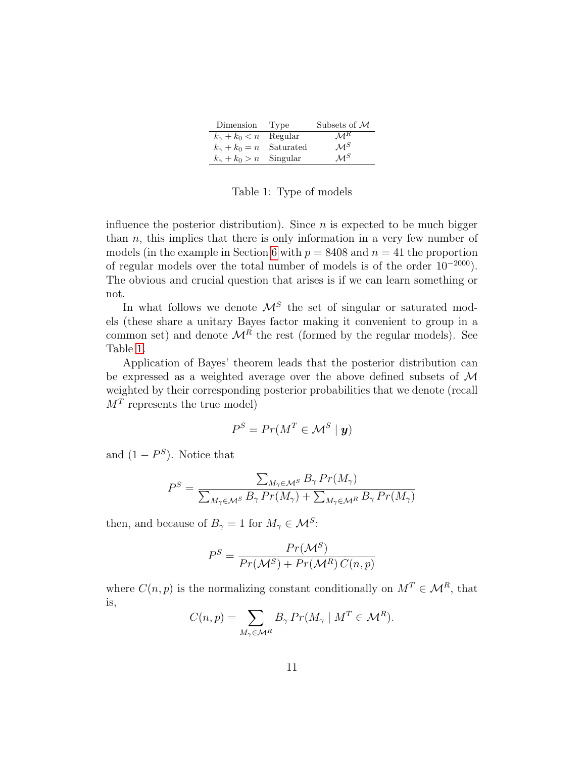| Dimension | Type | Subsets of $\mathcal{M}$ |
|---|---|---|
| $k_\gamma + k_0 < n$ | Regular | $\mathcal{M}^R$ |
| $k_\gamma + k_0 = n$ | Saturated | $\mathcal{M}^S$ |
| $k_\gamma + k_0 > n$ | Singular | $\mathcal{M}^S$ |

Table 1: Type of models

influence the posterior distribution). Since $n$ is expected to be much bigger than $n$, this implies that there is only information in a very few number of models (in the example in Section 6 with $p = 8408$ and $n = 41$ the proportion of regular models over the total number of models is of the order $10^{-2000}$). The obvious and crucial question that arises is if we can learn something or not.

In what follows we denote $\mathcal{M}^S$ the set of singular or saturated models (these share a unitary Bayes factor making it convenient to group in a common set) and denote $\mathcal{M}^R$ the rest (formed by the regular models). See Table 1.

Application of Bayes' theorem leads that the posterior distribution can be expressed as a weighted average over the above defined subsets of $\mathcal{M}$ weighted by their corresponding posterior probabilities that we denote (recall $M^T$ represents the true model)

$$P^S = Pr(M^T \in \mathcal{M}^S \mid \boldsymbol{y})$$

and $(1 - P^S)$. Notice that

$$P^S = \frac{\sum_{M_\gamma \in \mathcal{M}^S} B_\gamma \, Pr(M_\gamma)}{\sum_{M_\gamma \in \mathcal{M}^S} B_\gamma \, Pr(M_\gamma) + \sum_{M_\gamma \in \mathcal{M}^R} B_\gamma \, Pr(M_\gamma)}$$

then, and because of $B_\gamma = 1$ for $M_\gamma \in \mathcal{M}^S$:

$$P^S = \frac{Pr(\mathcal{M}^S)}{Pr(\mathcal{M}^S) + Pr(\mathcal{M}^R) \, C(n,p)}$$

where $C(n,p)$ is the normalizing constant conditionally on $M^T \in \mathcal{M}^R$, that is,

$$C(n,p) = \sum_{M_\gamma \in \mathcal{M}^R} B_\gamma \, Pr(M_\gamma \mid M^T \in \mathcal{M}^R).$$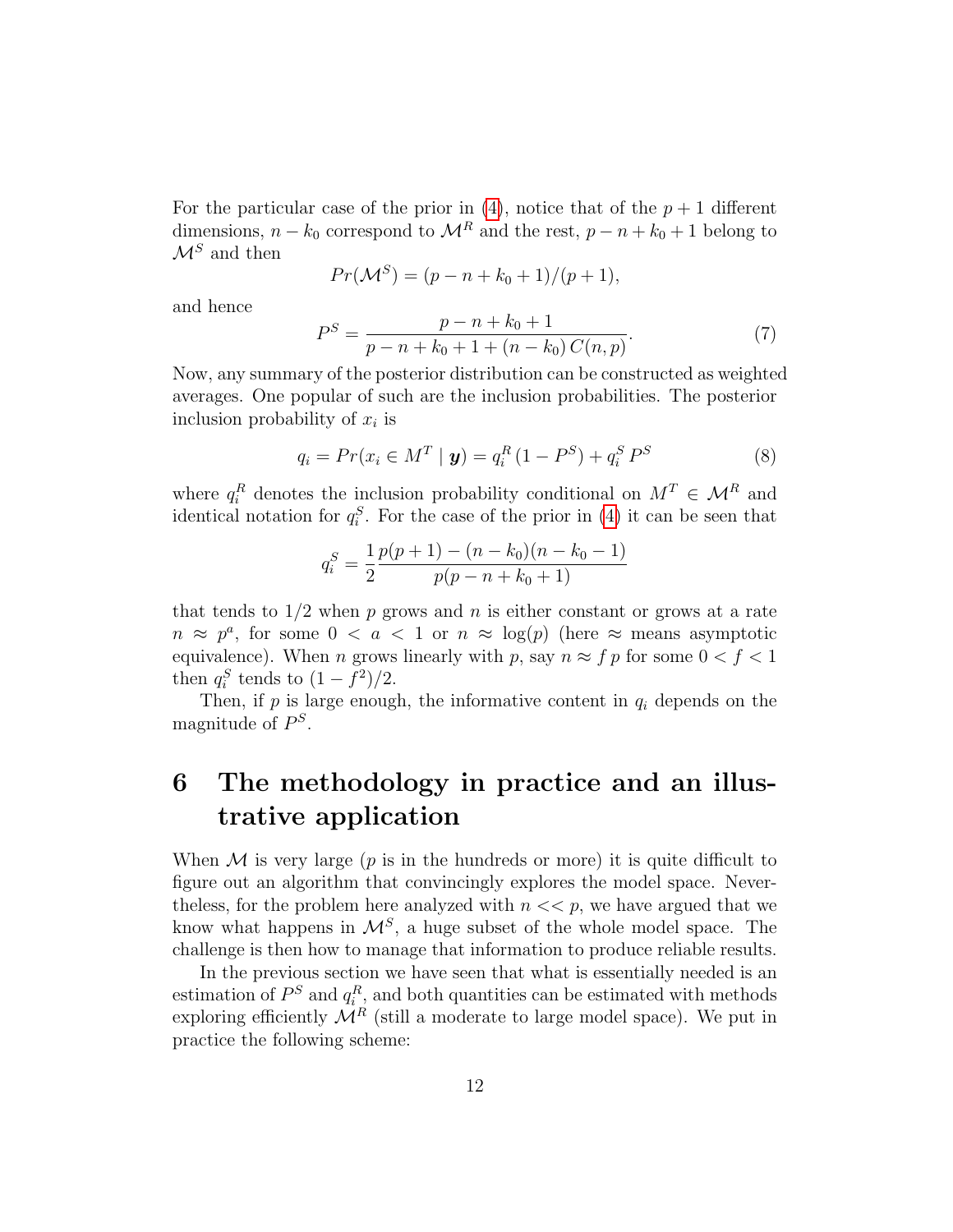For the particular case of the prior in (4), notice that of the $p+1$ different dimensions, $n-k_0$ correspond to $\mathcal{M}^R$ and the rest, $p-n+k_0+1$ belong to $\mathcal{M}^S$ and then

$$Pr(\mathcal{M}^S) = (p-n+k_0+1)/(p+1),$$

and hence

$$P^S = \frac{p-n+k_0+1}{p-n+k_0+1+(n-k_0)\,C(n,p)}. \tag{7}$$

Now, any summary of the posterior distribution can be constructed as weighted averages. One popular of such are the inclusion probabilities. The posterior inclusion probability of $x_i$ is

$$q_i = Pr(x_i \in M^T \mid \boldsymbol{y}) = q_i^R\,(1-P^S) + q_i^S\,P^S \tag{8}$$

where $q_i^R$ denotes the inclusion probability conditional on $M^T \in \mathcal{M}^R$ and identical notation for $q_i^S$. For the case of the prior in (4) it can be seen that

$$q_i^S = \frac{1}{2}\frac{p(p+1)-(n-k_0)(n-k_0-1)}{p(p-n+k_0+1)}$$

that tends to $1/2$ when $p$ grows and $n$ is either constant or grows at a rate $n \approx p^a$, for some $0<a<1$ or $n \approx \log(p)$ (here $\approx$ means asymptotic equivalence). When $n$ grows linearly with $p$, say $n \approx f\,p$ for some $0<f<1$ then $q_i^S$ tends to $(1-f^2)/2$.

Then, if $p$ is large enough, the informative content in $q_i$ depends on the magnitude of $P^S$.

# 6 The methodology in practice and an illustrative application

When $\mathcal{M}$ is very large ($p$ is in the hundreds or more) it is quite difficult to figure out an algorithm that convincingly explores the model space. Nevertheless, for the problem here analyzed with $n << p$, we have argued that we know what happens in $\mathcal{M}^S$, a huge subset of the whole model space. The challenge is then how to manage that information to produce reliable results.

In the previous section we have seen that what is essentially needed is an estimation of $P^S$ and $q_i^R$, and both quantities can be estimated with methods exploring efficiently $\mathcal{M}^R$ (still a moderate to large model space). We put in practice the following scheme: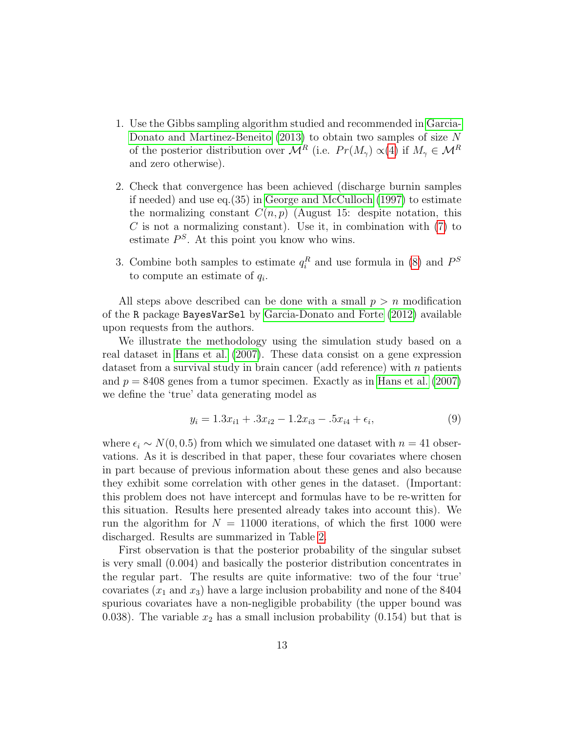1. Use the Gibbs sampling algorithm studied and recommended in Garcia-Donato and Martinez-Beneito (2013) to obtain two samples of size $N$ of the posterior distribution over $\mathcal{M}^R$ (i.e. $Pr(M_\gamma) \propto$(4) if $M_\gamma \in \mathcal{M}^R$ and zero otherwise).

2. Check that convergence has been achieved (discharge burnin samples if needed) and use eq.(35) in George and McCulloch (1997) to estimate the normalizing constant $C(n, p)$ (August 15: despite notation, this $C$ is not a normalizing constant). Use it, in combination with (7) to estimate $P^S$. At this point you know who wins.

3. Combine both samples to estimate $q_i^R$ and use formula in (8) and $P^S$ to compute an estimate of $q_i$.

All steps above described can be done with a small $p > n$ modification of the R package `BayesVarSel` by Garcia-Donato and Forte (2012) available upon requests from the authors.

We illustrate the methodology using the simulation study based on a real dataset in Hans et al. (2007). These data consist on a gene expression dataset from a survival study in brain cancer (add reference) with $n$ patients and $p = 8408$ genes from a tumor specimen. Exactly as in Hans et al. (2007) we define the 'true' data generating model as

$$y_i = 1.3x_{i1} + .3x_{i2} - 1.2x_{i3} - .5x_{i4} + \epsilon_i, \tag{9}$$

where $\epsilon_i \sim N(0, 0.5)$ from which we simulated one dataset with $n = 41$ observations. As it is described in that paper, these four covariates where chosen in part because of previous information about these genes and also because they exhibit some correlation with other genes in the dataset. (Important: this problem does not have intercept and formulas have to be re-written for this situation. Results here presented already takes into account this). We run the algorithm for $N = 11000$ iterations, of which the first 1000 were discharged. Results are summarized in Table 2.

First observation is that the posterior probability of the singular subset is very small (0.004) and basically the posterior distribution concentrates in the regular part. The results are quite informative: two of the four 'true' covariates ($x_1$ and $x_3$) have a large inclusion probability and none of the 8404 spurious covariates have a non-negligible probability (the upper bound was 0.038). The variable $x_2$ has a small inclusion probability (0.154) but that is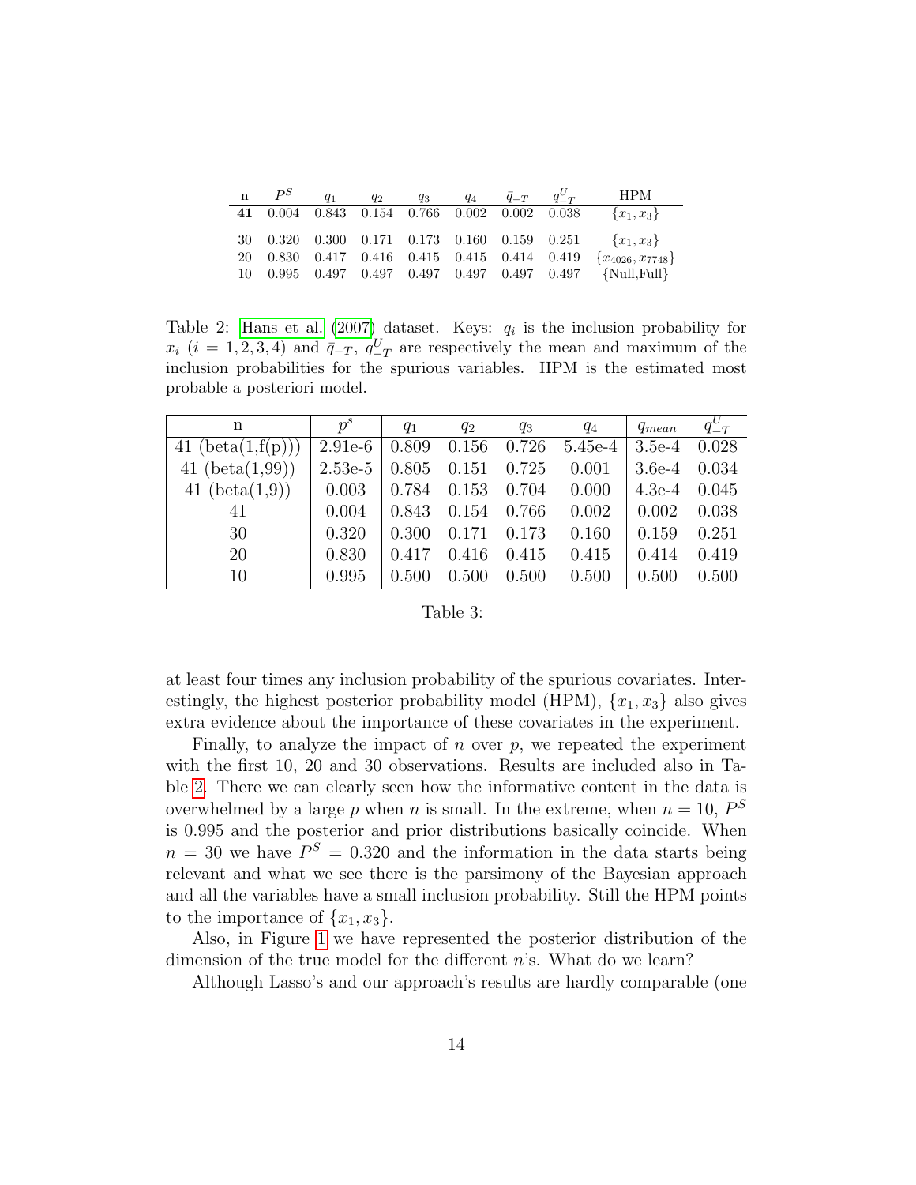| n | $P^S$ | $q_1$ | $q_2$ | $q_3$ | $q_4$ | $\bar{q}_{-T}$ | $q^U_{-T}$ | HPM |
|---|---|---|---|---|---|---|---|---|
| **41** | 0.004 | 0.843 | 0.154 | 0.766 | 0.002 | 0.002 | 0.038 | $\{x_1, x_3\}$ |
| 30 | 0.320 | 0.300 | 0.171 | 0.173 | 0.160 | 0.159 | 0.251 | $\{x_1, x_3\}$ |
| 20 | 0.830 | 0.417 | 0.416 | 0.415 | 0.415 | 0.414 | 0.419 | $\{x_{4026}, x_{7748}\}$ |
| 10 | 0.995 | 0.497 | 0.497 | 0.497 | 0.497 | 0.497 | 0.497 | {Null,Full} |

Table 2: Hans et al. (2007) dataset. Keys: $q_i$ is the inclusion probability for $x_i$ ($i = 1, 2, 3, 4$) and $\bar{q}_{-T}$, $q^U_{-T}$ are respectively the mean and maximum of the inclusion probabilities for the spurious variables. HPM is the estimated most probable a posteriori model.

| n | $p^s$ | $q_1$ | $q_2$ | $q_3$ | $q_4$ | $q_{mean}$ | $q^U_{-T}$ |
|---|---|---|---|---|---|---|---|
| 41 (beta(1,f(p))) | 2.91e-6 | 0.809 | 0.156 | 0.726 | 5.45e-4 | 3.5e-4 | 0.028 |
| 41 (beta(1,99)) | 2.53e-5 | 0.805 | 0.151 | 0.725 | 0.001 | 3.6e-4 | 0.034 |
| 41 (beta(1,9)) | 0.003 | 0.784 | 0.153 | 0.704 | 0.000 | 4.3e-4 | 0.045 |
| 41 | 0.004 | 0.843 | 0.154 | 0.766 | 0.002 | 0.002 | 0.038 |
| 30 | 0.320 | 0.300 | 0.171 | 0.173 | 0.160 | 0.159 | 0.251 |
| 20 | 0.830 | 0.417 | 0.416 | 0.415 | 0.415 | 0.414 | 0.419 |
| 10 | 0.995 | 0.500 | 0.500 | 0.500 | 0.500 | 0.500 | 0.500 |

Table 3:

at least four times any inclusion probability of the spurious covariates. Interestingly, the highest posterior probability model (HPM), $\{x_1, x_3\}$ also gives extra evidence about the importance of these covariates in the experiment.

Finally, to analyze the impact of $n$ over $p$, we repeated the experiment with the first 10, 20 and 30 observations. Results are included also in Table 2. There we can clearly seen how the informative content in the data is overwhelmed by a large $p$ when $n$ is small. In the extreme, when $n = 10$, $P^S$ is 0.995 and the posterior and prior distributions basically coincide. When $n = 30$ we have $P^S = 0.320$ and the information in the data starts being relevant and what we see there is the parsimony of the Bayesian approach and all the variables have a small inclusion probability. Still the HPM points to the importance of $\{x_1, x_3\}$.

Also, in Figure 1 we have represented the posterior distribution of the dimension of the true model for the different $n$'s. What do we learn?

Although Lasso's and our approach's results are hardly comparable (one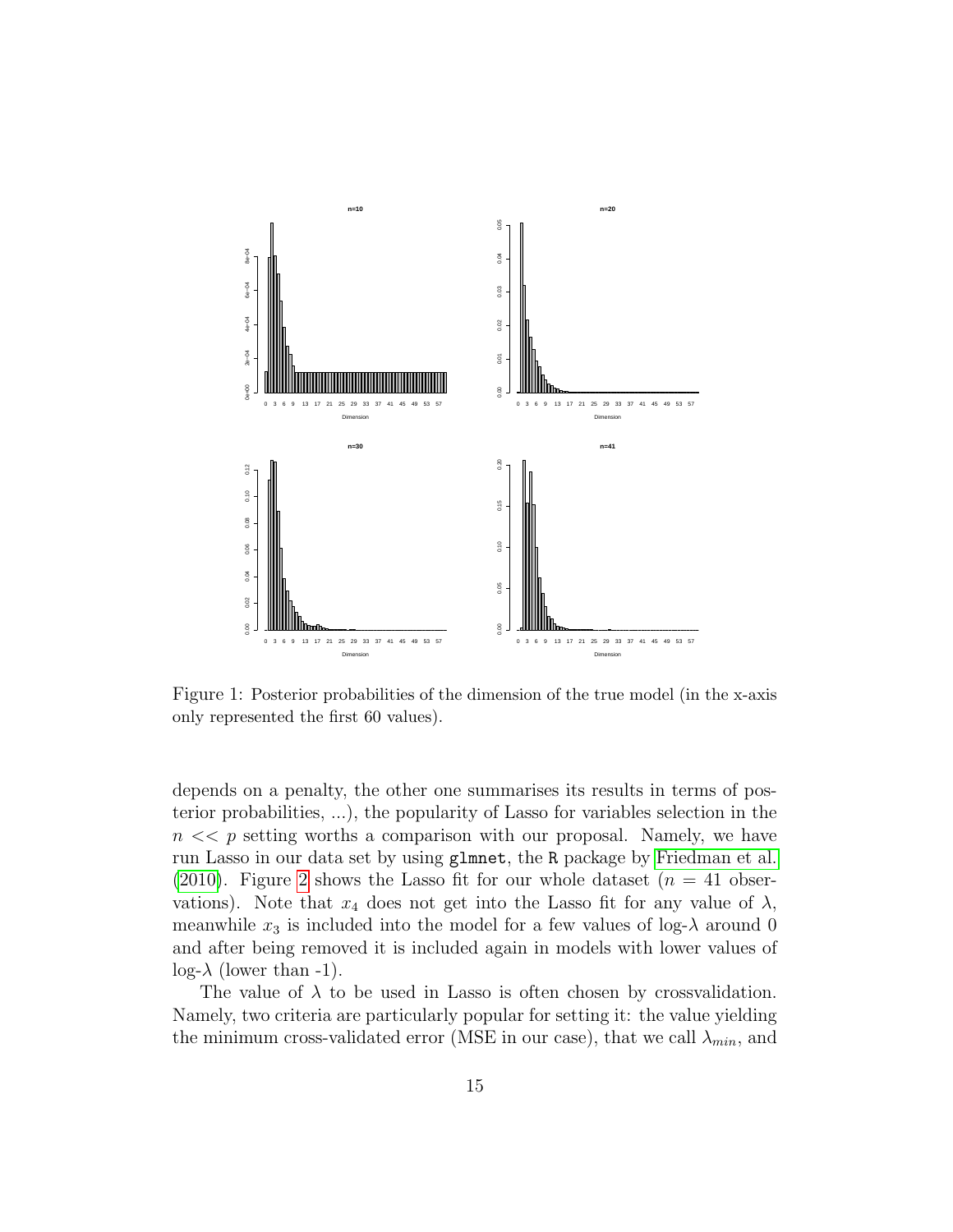Figure 1: Posterior probabilities of the dimension of the true model (in the x-axis only represented the first 60 values).

depends on a penalty, the other one summarises its results in terms of posterior probabilities, ...), the popularity of Lasso for variables selection in the $n << p$ setting worths a comparison with our proposal. Namely, we have run Lasso in our data set by using `glmnet`, the `R` package by Friedman et al. (2010). Figure 2 shows the Lasso fit for our whole dataset ($n = 41$ observations). Note that $x_4$ does not get into the Lasso fit for any value of $\lambda$, meanwhile $x_3$ is included into the model for a few values of log-$\lambda$ around 0 and after being removed it is included again in models with lower values of log-$\lambda$ (lower than -1).

The value of $\lambda$ to be used in Lasso is often chosen by crossvalidation. Namely, two criteria are particularly popular for setting it: the value yielding the minimum cross-validated error (MSE in our case), that we call $\lambda_{min}$, and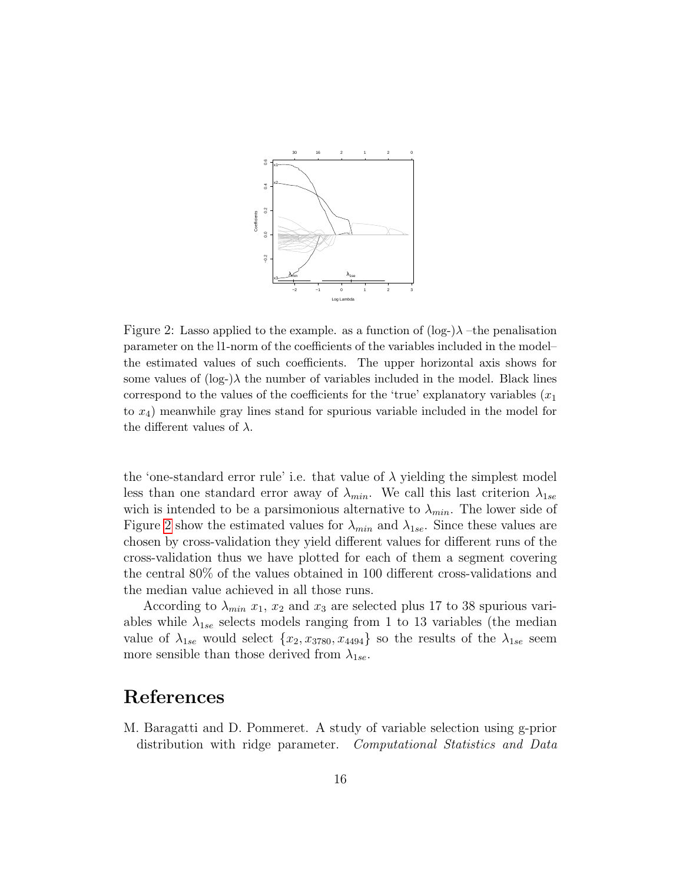Figure 2: Lasso applied to the example. as a function of (log-)$\lambda$ –the penalisation parameter on the l1-norm of the coefficients of the variables included in the model– the estimated values of such coefficients. The upper horizontal axis shows for some values of (log-)$\lambda$ the number of variables included in the model. Black lines correspond to the values of the coefficients for the 'true' explanatory variables ($x_1$ to $x_4$) meanwhile gray lines stand for spurious variable included in the model for the different values of $\lambda$.

the 'one-standard error rule' i.e. that value of $\lambda$ yielding the simplest model less than one standard error away of $\lambda_{min}$. We call this last criterion $\lambda_{1se}$ wich is intended to be a parsimonious alternative to $\lambda_{min}$. The lower side of Figure 2 show the estimated values for $\lambda_{min}$ and $\lambda_{1se}$. Since these values are chosen by cross-validation they yield different values for different runs of the cross-validation thus we have plotted for each of them a segment covering the central 80% of the values obtained in 100 different cross-validations and the median value achieved in all those runs.

According to $\lambda_{min}$ $x_1$, $x_2$ and $x_3$ are selected plus 17 to 38 spurious variables while $\lambda_{1se}$ selects models ranging from 1 to 13 variables (the median value of $\lambda_{1se}$ would select $\{x_2, x_{3780}, x_{4494}\}$ so the results of the $\lambda_{1se}$ seem more sensible than those derived from $\lambda_{1se}$.

# References

M. Baragatti and D. Pommeret. A study of variable selection using g-prior distribution with ridge parameter. *Computational Statistics and Data*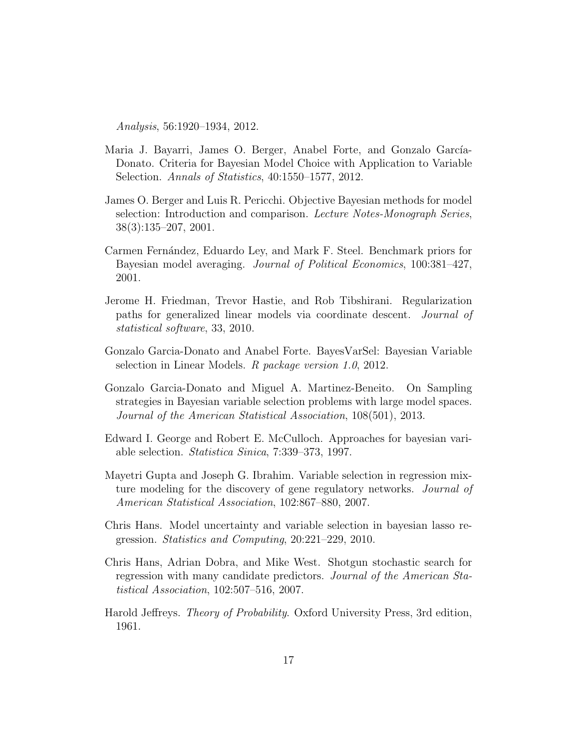*Analysis*, 56:1920–1934, 2012.

Maria J. Bayarri, James O. Berger, Anabel Forte, and Gonzalo García-Donato. Criteria for Bayesian Model Choice with Application to Variable Selection. *Annals of Statistics*, 40:1550–1577, 2012.

James O. Berger and Luis R. Pericchi. Objective Bayesian methods for model selection: Introduction and comparison. *Lecture Notes-Monograph Series*, 38(3):135–207, 2001.

Carmen Fernández, Eduardo Ley, and Mark F. Steel. Benchmark priors for Bayesian model averaging. *Journal of Political Economics*, 100:381–427, 2001.

Jerome H. Friedman, Trevor Hastie, and Rob Tibshirani. Regularization paths for generalized linear models via coordinate descent. *Journal of statistical software*, 33, 2010.

Gonzalo Garcia-Donato and Anabel Forte. BayesVarSel: Bayesian Variable selection in Linear Models. *R package version 1.0*, 2012.

Gonzalo Garcia-Donato and Miguel A. Martinez-Beneito. On Sampling strategies in Bayesian variable selection problems with large model spaces. *Journal of the American Statistical Association*, 108(501), 2013.

Edward I. George and Robert E. McCulloch. Approaches for bayesian variable selection. *Statistica Sinica*, 7:339–373, 1997.

Mayetri Gupta and Joseph G. Ibrahim. Variable selection in regression mixture modeling for the discovery of gene regulatory networks. *Journal of American Statistical Association*, 102:867–880, 2007.

Chris Hans. Model uncertainty and variable selection in bayesian lasso regression. *Statistics and Computing*, 20:221–229, 2010.

Chris Hans, Adrian Dobra, and Mike West. Shotgun stochastic search for regression with many candidate predictors. *Journal of the American Statistical Association*, 102:507–516, 2007.

Harold Jeffreys. *Theory of Probability*. Oxford University Press, 3rd edition, 1961.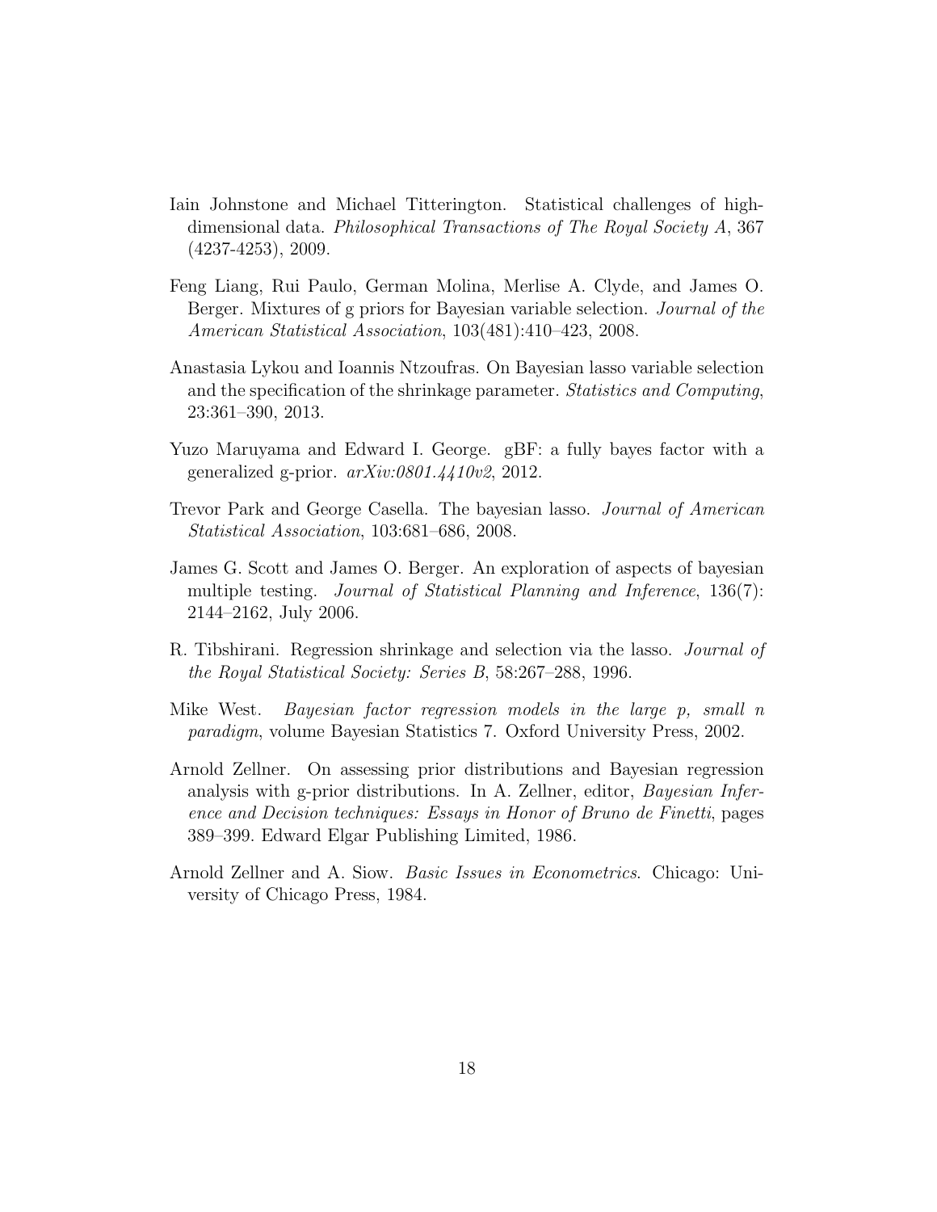Iain Johnstone and Michael Titterington. Statistical challenges of high-dimensional data. *Philosophical Transactions of The Royal Society A*, 367 (4237-4253), 2009.

Feng Liang, Rui Paulo, German Molina, Merlise A. Clyde, and James O. Berger. Mixtures of g priors for Bayesian variable selection. *Journal of the American Statistical Association*, 103(481):410–423, 2008.

Anastasia Lykou and Ioannis Ntzoufras. On Bayesian lasso variable selection and the specification of the shrinkage parameter. *Statistics and Computing*, 23:361–390, 2013.

Yuzo Maruyama and Edward I. George. gBF: a fully bayes factor with a generalized g-prior. *arXiv:0801.4410v2*, 2012.

Trevor Park and George Casella. The bayesian lasso. *Journal of American Statistical Association*, 103:681–686, 2008.

James G. Scott and James O. Berger. An exploration of aspects of bayesian multiple testing. *Journal of Statistical Planning and Inference*, 136(7): 2144–2162, July 2006.

R. Tibshirani. Regression shrinkage and selection via the lasso. *Journal of the Royal Statistical Society: Series B*, 58:267–288, 1996.

Mike West. *Bayesian factor regression models in the large p, small n paradigm*, volume Bayesian Statistics 7. Oxford University Press, 2002.

Arnold Zellner. On assessing prior distributions and Bayesian regression analysis with g-prior distributions. In A. Zellner, editor, *Bayesian Inference and Decision techniques: Essays in Honor of Bruno de Finetti*, pages 389–399. Edward Elgar Publishing Limited, 1986.

Arnold Zellner and A. Siow. *Basic Issues in Econometrics*. Chicago: University of Chicago Press, 1984.